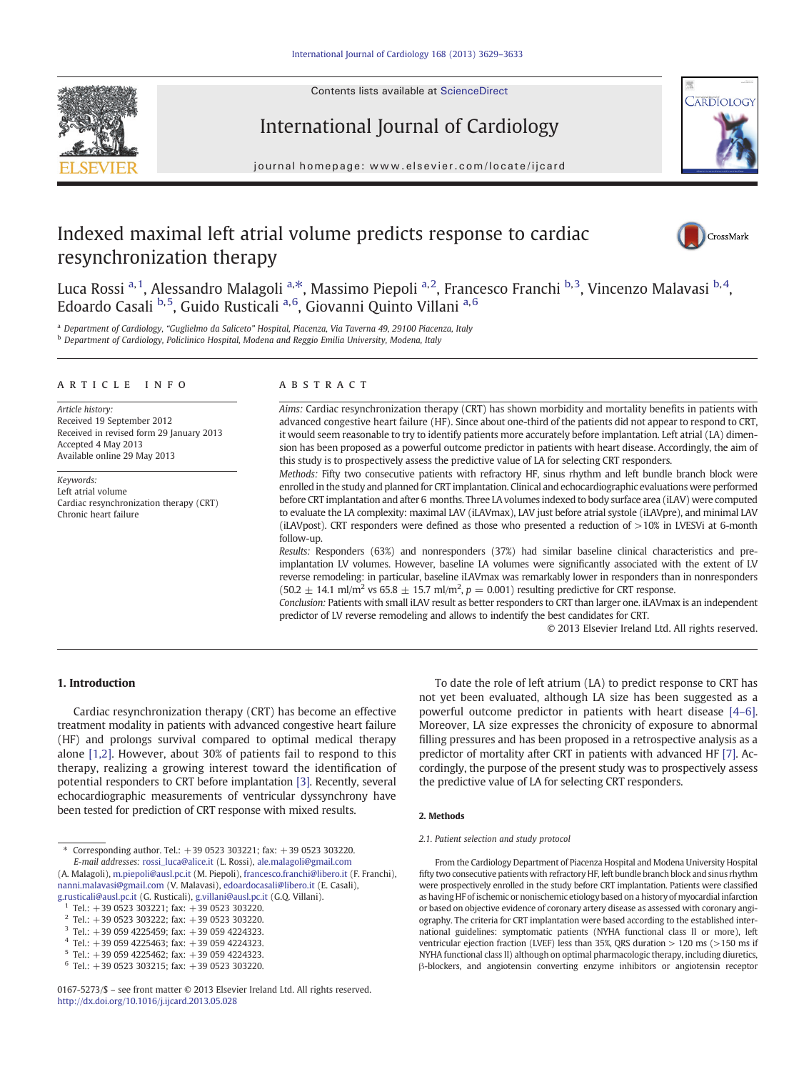# Indexed maximal left atrial volume predicts response to cardiac resynchronization therapy

Luca Rossi [a,1], Alessandro Malagoli [a,*], Massimo Piepoli [a,2], Francesco Franchi [b,3], Vincenzo Malavasi [b,4], Edoardo Casali [b,5], Guido Rusticali [a,6], Giovanni Quinto Villani [a,6]

[a] Department of Cardiology, "Guglielmo da Saliceto" Hospital, Piacenza, Via Taverna 49, 29100 Piacenza, Italy
[b] Department of Cardiology, Policlinico Hospital, Modena and Reggio Emilia University, Modena, Italy

## ARTICLE INFO

*Article history:*
Received 19 September 2012
Received in revised form 29 January 2013
Accepted 4 May 2013
Available online 29 May 2013

*Keywords:*
Left atrial volume
Cardiac resynchronization therapy (CRT)
Chronic heart failure

## ABSTRACT

*Aims:* Cardiac resynchronization therapy (CRT) has shown morbidity and mortality benefits in patients with advanced congestive heart failure (HF). Since about one-third of the patients did not appear to respond to CRT, it would seem reasonable to try to identify patients more accurately before implantation. Left atrial (LA) dimension has been proposed as a powerful outcome predictor in patients with heart disease. Accordingly, the aim of this study is to prospectively assess the predictive value of LA for selecting CRT responders.

*Methods:* Fifty two consecutive patients with refractory HF, sinus rhythm and left bundle branch block were enrolled in the study and planned for CRT implantation. Clinical and echocardiographic evaluations were performed before CRT implantation and after 6 months. Three LA volumes indexed to body surface area (iLAV) were computed to evaluate the LA complexity: maximal LAV (iLAVmax), LAV just before atrial systole (iLAVpre), and minimal LAV (iLAVpost). CRT responders were defined as those who presented a reduction of >10% in LVESVi at 6-month follow-up.

*Results:* Responders (63%) and nonresponders (37%) had similar baseline clinical characteristics and pre-implantation LV volumes. However, baseline LA volumes were significantly associated with the extent of LV reverse remodeling: in particular, baseline iLAVmax was remarkably lower in responders than in nonresponders ($50.2 \pm 14.1$ ml/m$^2$ vs $65.8 \pm 15.7$ ml/m$^2$, $p = 0.001$) resulting predictive for CRT response.

*Conclusion:* Patients with small iLAV result as better responders to CRT than larger one. iLAVmax is an independent predictor of LV reverse remodeling and allows to indentify the best candidates for CRT.

© 2013 Elsevier Ireland Ltd. All rights reserved.

## 1. Introduction

Cardiac resynchronization therapy (CRT) has become an effective treatment modality in patients with advanced congestive heart failure (HF) and prolongs survival compared to optimal medical therapy alone [1,2]. However, about 30% of patients fail to respond to this therapy, realizing a growing interest toward the identification of potential responders to CRT before implantation [3]. Recently, several echocardiographic measurements of ventricular dyssynchrony have been tested for prediction of CRT response with mixed results.

To date the role of left atrium (LA) to predict response to CRT has not yet been evaluated, although LA size has been suggested as a powerful outcome predictor in patients with heart disease [4–6]. Moreover, LA size expresses the chronicity of exposure to abnormal filling pressures and has been proposed in a retrospective analysis as a predictor of mortality after CRT in patients with advanced HF [7]. Accordingly, the purpose of the present study was to prospectively assess the predictive value of LA for selecting CRT responders.

## 2. Methods

### 2.1. Patient selection and study protocol

From the Cardiology Department of Piacenza Hospital and Modena University Hospital fifty two consecutive patients with refractory HF, left bundle branch block and sinus rhythm were prospectively enrolled in the study before CRT implantation. Patients were classified as having HF of ischemic or nonischemic etiology based on a history of myocardial infarction or based on objective evidence of coronary artery disease as assessed with coronary angiography. The criteria for CRT implantation were based according to the established international guidelines: symptomatic patients (NYHA functional class II or more), left ventricular ejection fraction (LVEF) less than 35%, QRS duration > 120 ms (>150 ms if NYHA functional class II) although on optimal pharmacologic therapy, including diuretics, β-blockers, and angiotensin converting enzyme inhibitors or angiotensin receptor

---

* Corresponding author. Tel.: +39 0523 303221; fax: +39 0523 303220.
E-mail addresses: rossi_luca@alice.it (L. Rossi), ale.malagoli@gmail.com (A. Malagoli), m.piepoli@ausl.pc.it (M. Piepoli), francesco.franchi@libero.it (F. Franchi), nanni.malavasi@gmail.com (V. Malavasi), edoardocasali@libero.it (E. Casali), g.rusticali@ausl.pc.it (G. Rusticali), g.villani@ausl.pc.it (G.Q. Villani).
[1] Tel.: +39 0523 303221; fax: +39 0523 303220.
[2] Tel.: +39 0523 303222; fax: +39 0523 303220.
[3] Tel.: +39 059 4225459; fax: +39 059 4224323.
[4] Tel.: +39 059 4225463; fax: +39 059 4224323.
[5] Tel.: +39 059 4225462; fax: +39 059 4224323.
[6] Tel.: +39 0523 303215; fax: +39 0523 303220.

0167-5273/$ – see front matter © 2013 Elsevier Ireland Ltd. All rights reserved.
http://dx.doi.org/10.1016/j.ijcard.2013.05.028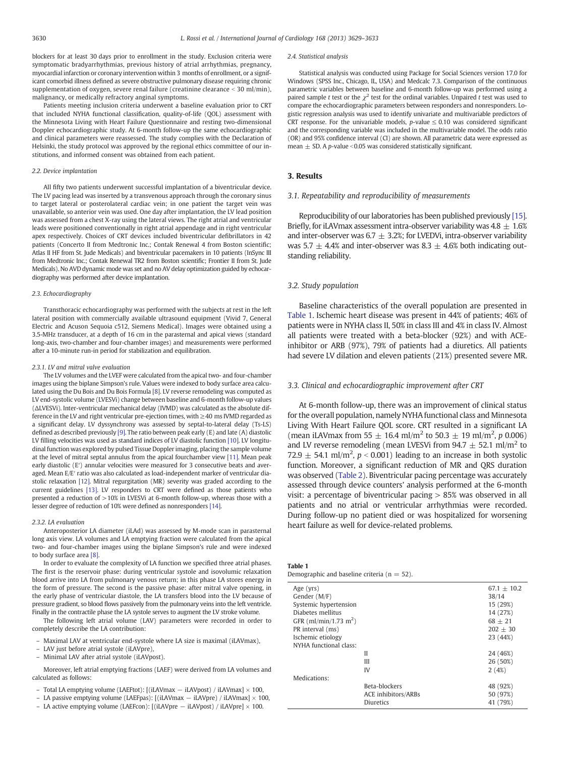blockers for at least 30 days prior to enrollment in the study. Exclusion criteria were symptomatic bradyarrhythmias, previous history of atrial arrhythmias, pregnancy, myocardial infarction or coronary intervention within 3 months of enrollment, or a significant comorbid illness defined as severe obstructive pulmonary disease requiring chronic supplementation of oxygen, severe renal failure (creatinine clearance < 30 ml/min), malignancy, or medically refractory anginal symptoms.

Patients meeting inclusion criteria underwent a baseline evaluation prior to CRT that included NYHA functional classification, quality-of-life (QOL) assessment with the Minnesota Living with Heart Failure Questionnaire and resting two-dimensional Doppler echocardiographic study. At 6-month follow-up the same echocardiographic and clinical parameters were reassessed. The study complies with the Declaration of Helsinki, the study protocol was approved by the regional ethics committee of our institutions, and informed consent was obtained from each patient.

#### *2.2. Device implantation*

All fifty two patients underwent successful implantation of a biventricular device. The LV pacing lead was inserted by a transvenous approach through the coronary sinus to target lateral or posterolateral cardiac vein; in one patient the target vein was unavailable, so anterior vein was used. One day after implantation, the LV lead position was assessed from a chest X-ray using the lateral views. The right atrial and ventricular leads were positioned conventionally in right atrial appendage and in right ventricular apex respectively. Choices of CRT devices included biventricular defibrillators in 42 patients (Concerto II from Medtronic Inc.; Contak Renewal 4 from Boston scientific; Atlas II HF from St. Jude Medicals) and biventricular pacemakers in 10 patients (InSync III from Medtronic Inc.; Contak Renewal TR2 from Boston scientific; Frontier II from St. Jude Medicals). No AVD dynamic mode was set and no AV delay optimization guided by echocardiography was performed after device implantation.

#### *2.3. Echocardiography*

Transthoracic echocardiography was performed with the subjects at rest in the left lateral position with commercially available ultrasound equipment (Vivid 7, General Electric and Acuson Sequoia c512, Siemens Medical). Images were obtained using a 3.5-MHz transducer, at a depth of 16 cm in the parasternal and apical views (standard long-axis, two-chamber and four-chamber images) and measurements were performed after a 10-minute run-in period for stabilization and equilibration.

##### *2.3.1. LV and mitral valve evaluation*

The LV volumes and the LVEF were calculated from the apical two- and four-chamber images using the biplane Simpson's rule. Values were indexed to body surface area calculated using the Du Bois and Du Bois Formula [8]. LV reverse remodeling was computed as LV end-systolic volume (LVESVi) change between baseline and 6-month follow-up values (ΔLVESVi). Inter-ventricular mechanical delay (IVMD) was calculated as the absolute difference in the LV and right ventricular pre-ejection times, with ≥40 ms IVMD regarded as a significant delay. LV dyssynchrony was assessed by septal-to-lateral delay (Ts-LS) defined as described previously [9]. The ratio between peak early (E) and late (A) diastolic LV filling velocities was used as standard indices of LV diastolic function [10]. LV longitudinal function was explored by pulsed Tissue Doppler imaging, placing the sample volume at the level of mitral septal annulus from the apical fourchamber view [11]. Mean peak early diastolic (E′) annular velocities were measured for 3 consecutive beats and averaged. Mean E/E′ ratio was also calculated as load-independent marker of ventricular diastolic relaxation [12]. Mitral regurgitation (MR) severity was graded according to the current guidelines [13]. LV responders to CRT were defined as those patients who presented a reduction of >10% in LVESVi at 6-month follow-up, whereas those with a lesser degree of reduction of 10% were defined as nonresponders [14].

##### *2.3.2. LA evaluation*

Anteroposterior LA diameter (iLAd) was assessed by M-mode scan in parasternal long axis view. LA volumes and LA emptying fraction were calculated from the apical two- and four-chamber images using the biplane Simpson's rule and were indexed to body surface area [8].

In order to evaluate the complexity of LA function we specified three atrial phases. The first is the reservoir phase: during ventricular systole and isovolumic relaxation blood arrive into LA from pulmonary venous return; in this phase LA stores energy in the form of pressure. The second is the passive phase: after mitral valve opening, in the early phase of ventricular diastole, the LA transfers blood into the LV because of pressure gradient, so blood flows passively from the pulmonary veins into the left ventricle. Finally in the contractile phase the LA systole serves to augment the LV stroke volume.

The following left atrial volume (LAV) parameters were recorded in order to completely describe the LA contribution:

- Maximal LAV at ventricular end-systole where LA size is maximal (iLAVmax),
- LAV just before atrial systole (iLAVpre),
- Minimal LAV after atrial systole (iLAVpost).

Moreover, left atrial emptying fractions (LAEF) were derived from LA volumes and calculated as follows:

- Total LA emptying volume (LAEFtot): [(iLAVmax − iLAVpost) / iLAVmax] × 100,
- LA passive emptying volume (LAEFpas): [(iLAVmax − iLAVpre) / iLAVmax] × 100,
- LA active emptying volume (LAEFcon): [(iLAVpre − iLAVpost) / iLAVpre] × 100.

#### *2.4. Statistical analysis*

Statistical analysis was conducted using Package for Social Sciences version 17.0 for Windows (SPSS Inc., Chicago, IL, USA) and Medcalc 7.3. Comparison of the continuous parametric variables between baseline and 6-month follow-up was performed using a paired sample *t* test or the $\chi^2$ test for the ordinal variables. Unpaired *t* test was used to compare the echocardiographic parameters between responders and nonresponders. Logistic regression analysis was used to identify univariate and multivariable predictors of CRT response. For the univariable models, $p$-value ≤ 0.10 was considered significant and the corresponding variable was included in the multivariable model. The odds ratio (OR) and 95% confidence interval (CI) are shown. All parametric data were expressed as mean ± SD. A $p$-value <0.05 was considered statistically significant.

## 3. Results

### *3.1. Repeatability and reproducibility of measurements*

Reproducibility of our laboratories has been published previously [15]. Briefly, for iLAVmax assessment intra-observer variability was 4.8 ± 1.6% and inter-observer was 6.7 ± 3.2%; for LVEDVi, intra-observer variability was 5.7 ± 4.4% and inter-observer was 8.3 ± 4.6% both indicating outstanding reliability.

### *3.2. Study population*

Baseline characteristics of the overall population are presented in Table 1. Ischemic heart disease was present in 44% of patients; 46% of patients were in NYHA class II, 50% in class III and 4% in class IV. Almost all patients were treated with a beta-blocker (92%) and with ACE-inhibitor or ARB (97%), 79% of patients had a diuretics. All patients had severe LV dilation and eleven patients (21%) presented severe MR.

### *3.3. Clinical and echocardiographic improvement after CRT*

At 6-month follow-up, there was an improvement of clinical status for the overall population, namely NYHA functional class and Minnesota Living With Heart Failure QOL score. CRT resulted in a significant LA (mean iLAVmax from 55 ± 16.4 ml/m$^2$ to 50.3 ± 19 ml/m$^2$, *p* 0.006) and LV reverse remodeling (mean LVESVi from 94.7 ± 52.1 ml/m$^2$ to 72.9 ± 54.1 ml/m$^2$, $p < 0.001$) leading to an increase in both systolic function. Moreover, a significant reduction of MR and QRS duration was observed (Table 2). Biventricular pacing percentage was accurately assessed through device counters' analysis performed at the 6-month visit: a percentage of biventricular pacing > 85% was observed in all patients and no atrial or ventricular arrhythmias were recorded. During follow-up no patient died or was hospitalized for worsening heart failure as well for device-related problems.

**Table 1**
Demographic and baseline criteria (n = 52).

| | | |
|---|---|---|
| Age (yrs) | | 67.1 ± 10.2 |
| Gender (M/F) | | 38/14 |
| Systemic hypertension | | 15 (29%) |
| Diabetes mellitus | | 14 (27%) |
| GFR (ml/min/1.73 m$^2$) | | 68 ± 21 |
| PR interval (ms) | | 202 ± 30 |
| Ischemic etiology | | 23 (44%) |
| NYHA functional class: | | |
| | II | 24 (46%) |
| | III | 26 (50%) |
| | IV | 2 (4%) |
| Medications: | | |
| | Beta-blockers | 48 (92%) |
| | ACE inhibitors/ARBs | 50 (97%) |
| | Diuretics | 41 (79%) |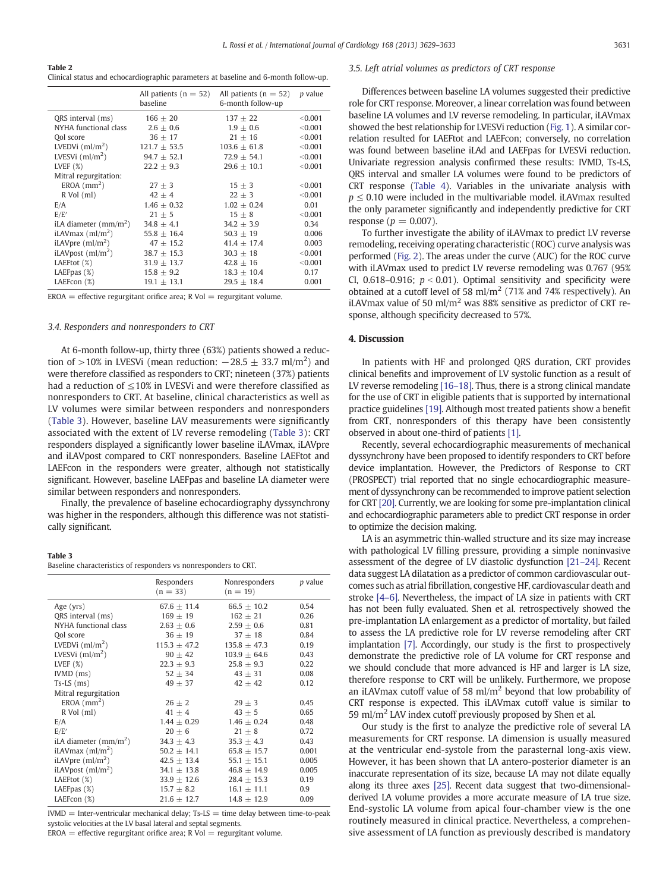**Table 2**
Clinical status and echocardiographic parameters at baseline and 6-month follow-up.

| | All patients (n = 52) baseline | All patients (n = 52) 6-month follow-up | p value |
|---|---|---|---|
| QRS interval (ms) | 166 ± 20 | 137 ± 22 | <0.001 |
| NYHA functional class | 2.6 ± 0.6 | 1.9 ± 0.6 | <0.001 |
| Qol score | 36 ± 17 | 21 ± 16 | <0.001 |
| LVEDVi (ml/m$^2$) | 121.7 ± 53.5 | 103.6 ± 61.8 | <0.001 |
| LVESVi (ml/m$^2$) | 94.7 ± 52.1 | 72.9 ± 54.1 | <0.001 |
| LVEF (%) | 22.2 ± 9.3 | 29.6 ± 10.1 | <0.001 |
| Mitral regurgitation: | | | |
| EROA (mm$^2$) | 27 ± 3 | 15 ± 3 | <0.001 |
| R Vol (ml) | 42 ± 4 | 22 ± 3 | <0.001 |
| E/A | 1.46 ± 0.32 | 1.02 ± 0.24 | 0.01 |
| E/E′ | 21 ± 5 | 15 ± 8 | <0.001 |
| iLA diameter (mm/m$^2$) | 34.8 ± 4.1 | 34.2 ± 3.9 | 0.34 |
| iLAVmax (ml/m$^2$) | 55.8 ± 16.4 | 50.3 ± 19 | 0.006 |
| iLAVpre (ml/m$^2$) | 47 ± 15.2 | 41.4 ± 17.4 | 0.003 |
| iLAVpost (ml/m$^2$) | 38.7 ± 15.3 | 30.3 ± 18 | <0.001 |
| LAEFtot (%) | 31.9 ± 13.7 | 42.8 ± 16 | <0.001 |
| LAEFpas (%) | 15.8 ± 9.2 | 18.3 ± 10.4 | 0.17 |
| LAEFcon (%) | 19.1 ± 13.1 | 29.5 ± 18.4 | 0.001 |

EROA = effective regurgitant orifice area; R Vol = regurgitant volume.

### 3.4. Responders and nonresponders to CRT

At 6-month follow-up, thirty three (63%) patients showed a reduction of >10% in LVESVi (mean reduction: −28.5 ± 33.7 ml/m$^2$) and were therefore classified as responders to CRT; nineteen (37%) patients had a reduction of ≤10% in LVESVi and were therefore classified as nonresponders to CRT. At baseline, clinical characteristics as well as LV volumes were similar between responders and nonresponders (Table 3). However, baseline LAV measurements were significantly associated with the extent of LV reverse remodeling (Table 3): CRT responders displayed a significantly lower baseline iLAVmax, iLAVpre and iLAVpost compared to CRT nonresponders. Baseline LAEFtot and LAEFcon in the responders were greater, although not statistically significant. However, baseline LAEFpas and baseline LA diameter were similar between responders and nonresponders.

Finally, the prevalence of baseline echocardiography dyssynchrony was higher in the responders, although this difference was not statistically significant.

**Table 3**
Baseline characteristics of responders vs nonresponders to CRT.

| | Responders (n = 33) | Nonresponders (n = 19) | p value |
|---|---|---|---|
| Age (yrs) | 67.6 ± 11.4 | 66.5 ± 10.2 | 0.54 |
| QRS interval (ms) | 169 ± 19 | 162 ± 21 | 0.26 |
| NYHA functional class | 2.63 ± 0.6 | 2.59 ± 0.6 | 0.81 |
| Qol score | 36 ± 19 | 37 ± 18 | 0.84 |
| LVEDVi (ml/m$^2$) | 115.3 ± 47.2 | 135.8 ± 47.3 | 0.19 |
| LVESVi (ml/m$^2$) | 90 ± 42 | 103.9 ± 64.6 | 0.43 |
| LVEF (%) | 22.3 ± 9.3 | 25.8 ± 9.3 | 0.22 |
| IVMD (ms) | 52 ± 34 | 43 ± 31 | 0.08 |
| Ts-LS (ms) | 49 ± 37 | 42 ± 42 | 0.12 |
| Mitral regurgitation | | | |
| EROA (mm$^2$) | 26 ± 2 | 29 ± 3 | 0.45 |
| R Vol (ml) | 41 ± 4 | 43 ± 5 | 0.65 |
| E/A | 1.44 ± 0.29 | 1.46 ± 0.24 | 0.48 |
| E/E′ | 20 ± 6 | 21 ± 8 | 0.72 |
| iLA diameter (mm/m$^2$) | 34.3 ± 4.3 | 35.3 ± 4.3 | 0.43 |
| iLAVmax (ml/m$^2$) | 50.2 ± 14.1 | 65.8 ± 15.7 | 0.001 |
| iLAVpre (ml/m$^2$) | 42.5 ± 13.4 | 55.1 ± 15.1 | 0.005 |
| iLAVpost (ml/m$^2$) | 34.1 ± 13.8 | 46.8 ± 14.9 | 0.005 |
| LAEFtot (%) | 33.9 ± 12.6 | 28.4 ± 15.3 | 0.19 |
| LAEFpas (%) | 15.7 ± 8.2 | 16.1 ± 11.1 | 0.9 |
| LAEFcon (%) | 21.6 ± 12.7 | 14.8 ± 12.9 | 0.09 |

IVMD = Inter-ventricular mechanical delay; Ts-LS = time delay between time-to-peak systolic velocities at the LV basal lateral and septal segments.
EROA = effective regurgitant orifice area; R Vol = regurgitant volume.

### 3.5. Left atrial volumes as predictors of CRT response

Differences between baseline LA volumes suggested their predictive role for CRT response. Moreover, a linear correlation was found between baseline LA volumes and LV reverse remodeling. In particular, iLAVmax showed the best relationship for LVESVi reduction (Fig. 1). A similar correlation resulted for LAEFtot and LAEFcon; conversely, no correlation was found between baseline iLAd and LAEFpas for LVESVi reduction. Univariate regression analysis confirmed these results: IVMD, Ts-LS, QRS interval and smaller LA volumes were found to be predictors of CRT response (Table 4). Variables in the univariate analysis with $p \leq 0.10$ were included in the multivariable model. iLAVmax resulted the only parameter significantly and independently predictive for CRT response ($p = 0.007$).

To further investigate the ability of iLAVmax to predict LV reverse remodeling, receiving operating characteristic (ROC) curve analysis was performed (Fig. 2). The areas under the curve (AUC) for the ROC curve with iLAVmax used to predict LV reverse remodeling was 0.767 (95% CI, 0.618–0.916; $p < 0.01$). Optimal sensitivity and specificity were obtained at a cutoff level of 58 ml/m$^2$ (71% and 74% respectively). An iLAVmax value of 50 ml/m$^2$ was 88% sensitive as predictor of CRT response, although specificity decreased to 57%.

## 4. Discussion

In patients with HF and prolonged QRS duration, CRT provides clinical benefits and improvement of LV systolic function as a result of LV reverse remodeling [16–18]. Thus, there is a strong clinical mandate for the use of CRT in eligible patients that is supported by international practice guidelines [19]. Although most treated patients show a benefit from CRT, nonresponders of this therapy have been consistently observed in about one-third of patients [1].

Recently, several echocardiographic measurements of mechanical dyssynchrony have been proposed to identify responders to CRT before device implantation. However, the Predictors of Response to CRT (PROSPECT) trial reported that no single echocardiographic measurement of dyssynchrony can be recommended to improve patient selection for CRT [20]. Currently, we are looking for some pre-implantation clinical and echocardiographic parameters able to predict CRT response in order to optimize the decision making.

LA is an asymmetric thin-walled structure and its size may increase with pathological LV filling pressure, providing a simple noninvasive assessment of the degree of LV diastolic dysfunction [21–24]. Recent data suggest LA dilatation as a predictor of common cardiovascular outcomes such as atrial fibrillation, congestive HF, cardiovascular death and stroke [4–6]. Nevertheless, the impact of LA size in patients with CRT has not been fully evaluated. Shen et al. retrospectively showed the pre-implantation LA enlargement as a predictor of mortality, but failed to assess the LA predictive role for LV reverse remodeling after CRT implantation [7]. Accordingly, our study is the first to prospectively demonstrate the predictive role of LA volume for CRT response and we should conclude that more advanced is HF and larger is LA size, therefore response to CRT will be unlikely. Furthermore, we propose an iLAVmax cutoff value of 58 ml/m$^2$ beyond that low probability of CRT response is expected. This iLAVmax cutoff value is similar to 59 ml/m$^2$ LAV index cutoff previously proposed by Shen et al.

Our study is the first to analyze the predictive role of several LA measurements for CRT response. LA dimension is usually measured at the ventricular end-systole from the parasternal long-axis view. However, it has been shown that LA antero-posterior diameter is an inaccurate representation of its size, because LA may not dilate equally along its three axes [25]. Recent data suggest that two-dimensional-derived LA volume provides a more accurate measure of LA true size. End-systolic LA volume from apical four-chamber view is the one routinely measured in clinical practice. Nevertheless, a comprehensive assessment of LA function as previously described is mandatory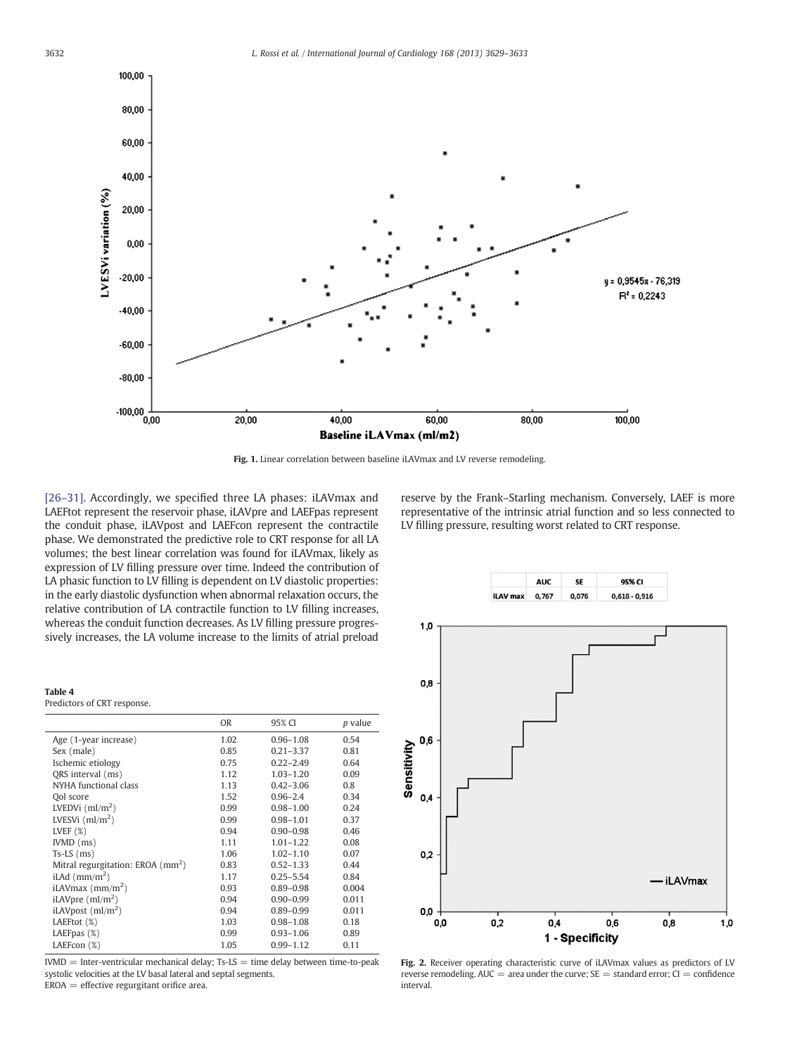Fig. 1. Linear correlation between baseline iLAVmax and LV reverse remodeling.

[26–31]. Accordingly, we specified three LA phases: iLAVmax and LAEFtot represent the reservoir phase, iLAVpre and LAEFpas represent the conduit phase, iLAVpost and LAEFcon represent the contractile phase. We demonstrated the predictive role to CRT response for all LA volumes; the best linear correlation was found for iLAVmax, likely as expression of LV filling pressure over time. Indeed the contribution of LA phasic function to LV filling is dependent on LV diastolic properties: in the early diastolic dysfunction when abnormal relaxation occurs, the relative contribution of LA contractile function to LV filling increases, whereas the conduit function decreases. As LV filling pressure progressively increases, the LA volume increase to the limits of atrial preload reserve by the Frank–Starling mechanism. Conversely, LAEF is more representative of the intrinsic atrial function and so less connected to LV filling pressure, resulting worst related to CRT response.

**Table 4**
Predictors of CRT response.

| | OR | 95% CI | *p* value |
|---|---|---|---|
| Age (1-year increase) | 1.02 | 0.96–1.08 | 0.54 |
| Sex (male) | 0.85 | 0.21–3.37 | 0.81 |
| Ischemic etiology | 0.75 | 0.22–2.49 | 0.64 |
| QRS interval (ms) | 1.12 | 1.03–1.20 | 0.09 |
| NYHA functional class | 1.13 | 0.42–3.06 | 0.8 |
| Qol score | 1.52 | 0.96–2.4 | 0.34 |
| LVEDVi (ml/m$^2$) | 0.99 | 0.98–1.00 | 0.24 |
| LVESVi (ml/m$^2$) | 0.99 | 0.98–1.01 | 0.37 |
| LVEF (%) | 0.94 | 0.90–0.98 | 0.46 |
| IVMD (ms) | 1.11 | 1.01–1.22 | 0.08 |
| Ts-LS (ms) | 1.06 | 1.02–1.10 | 0.07 |
| Mitral regurgitation: EROA (mm$^2$) | 0.83 | 0.52–1.33 | 0.44 |
| iLAd (mm/m$^2$) | 1.17 | 0.25–5.54 | 0.84 |
| iLAVmax (mm/m$^2$) | 0.93 | 0.89–0.98 | 0.004 |
| iLAVpre (ml/m$^2$) | 0.94 | 0.90–0.99 | 0.011 |
| iLAVpost (ml/m$^2$) | 0.94 | 0.89–0.99 | 0.011 |
| LAEFtot (%) | 1.03 | 0.98–1.08 | 0.18 |
| LAEFpas (%) | 0.99 | 0.93–1.06 | 0.89 |
| LAEFcon (%) | 1.05 | 0.99–1.12 | 0.11 |

IVMD = Inter-ventricular mechanical delay; Ts-LS = time delay between time-to-peak systolic velocities at the LV basal lateral and septal segments.
EROA = effective regurgitant orifice area.

| | AUC | SE | 95% CI |
|---|---|---|---|
| iLAV max | 0,767 | 0,076 | 0,618 - 0,916 |

Fig. 2. Receiver operating characteristic curve of iLAVmax values as predictors of LV reverse remodeling. AUC = area under the curve; SE = standard error; CI = confidence interval.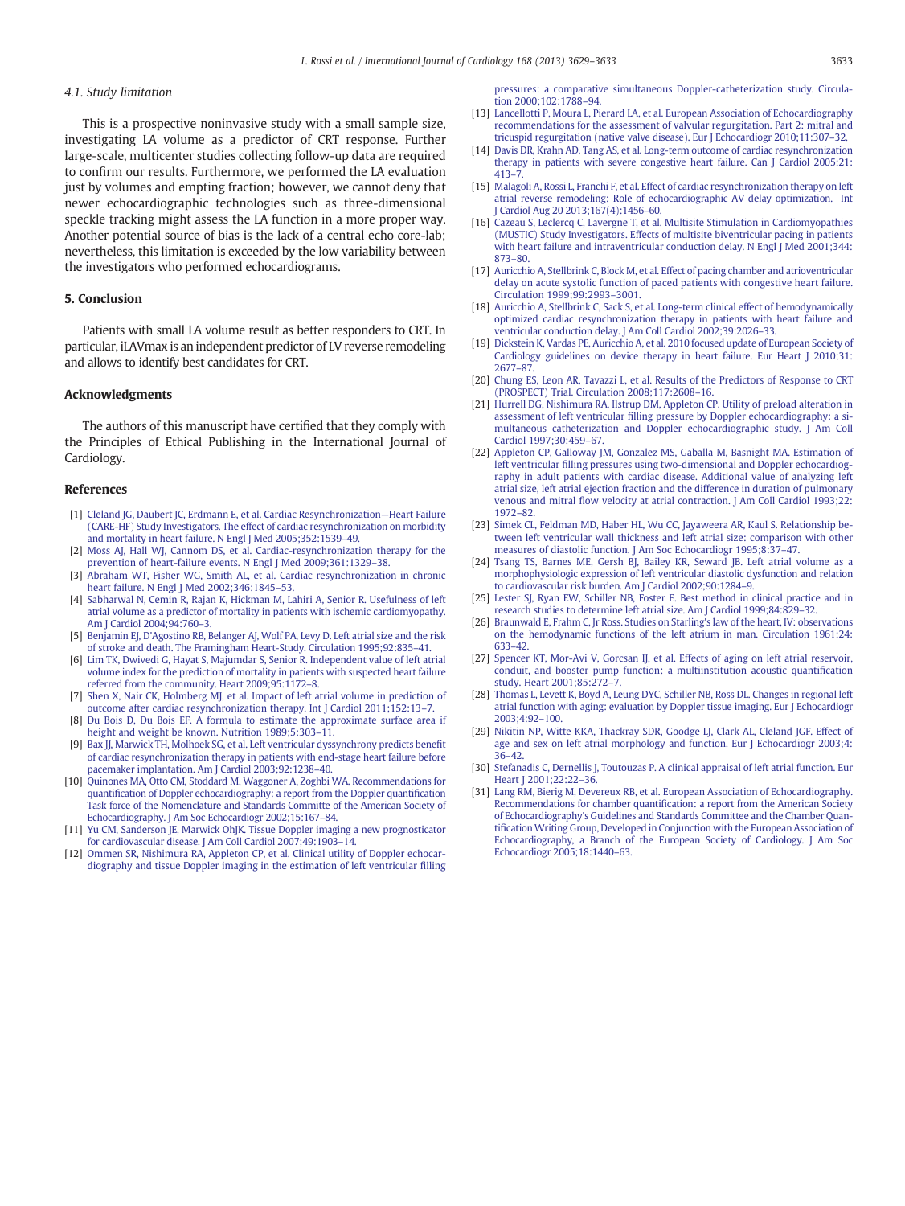### 4.1. Study limitation

This is a prospective noninvasive study with a small sample size, investigating LA volume as a predictor of CRT response. Further large-scale, multicenter studies collecting follow-up data are required to confirm our results. Furthermore, we performed the LA evaluation just by volumes and empting fraction; however, we cannot deny that newer echocardiographic technologies such as three-dimensional speckle tracking might assess the LA function in a more proper way. Another potential source of bias is the lack of a central echo core-lab; nevertheless, this limitation is exceeded by the low variability between the investigators who performed echocardiograms.

## 5. Conclusion

Patients with small LA volume result as better responders to CRT. In particular, iLAVmax is an independent predictor of LV reverse remodeling and allows to identify best candidates for CRT.

## Acknowledgments

The authors of this manuscript have certified that they comply with the Principles of Ethical Publishing in the International Journal of Cardiology.

## References

[1] Cleland JG, Daubert JC, Erdmann E, et al. Cardiac Resynchronization—Heart Failure (CARE-HF) Study Investigators. The effect of cardiac resynchronization on morbidity and mortality in heart failure. N Engl J Med 2005;352:1539–49.

[2] Moss AJ, Hall WJ, Cannom DS, et al. Cardiac-resynchronization therapy for the prevention of heart-failure events. N Engl J Med 2009;361:1329–38.

[3] Abraham WT, Fisher WG, Smith AL, et al. Cardiac resynchronization in chronic heart failure. N Engl J Med 2002;346:1845–53.

[4] Sabharwal N, Cemin R, Rajan K, Hickman M, Lahiri A, Senior R. Usefulness of left atrial volume as a predictor of mortality in patients with ischemic cardiomyopathy. Am J Cardiol 2004;94:760–3.

[5] Benjamin EJ, D'Agostino RB, Belanger AJ, Wolf PA, Levy D. Left atrial size and the risk of stroke and death. The Framingham Heart-Study. Circulation 1995;92:835–41.

[6] Lim TK, Dwivedi G, Hayat S, Majumdar S, Senior R. Independent value of left atrial volume index for the prediction of mortality in patients with suspected heart failure referred from the community. Heart 2009;95:1172–8.

[7] Shen X, Nair CK, Holmberg MJ, et al. Impact of left atrial volume in prediction of outcome after cardiac resynchronization therapy. Int J Cardiol 2011;152:13–7.

[8] Du Bois D, Du Bois EF. A formula to estimate the approximate surface area if height and weight be known. Nutrition 1989;5:303–11.

[9] Bax JJ, Marwick TH, Molhoek SG, et al. Left ventricular dyssynchrony predicts benefit of cardiac resynchronization therapy in patients with end-stage heart failure before pacemaker implantation. Am J Cardiol 2003;92:1238–40.

[10] Quinones MA, Otto CM, Stoddard M, Waggoner A, Zoghbi WA. Recommendations for quantification of Doppler echocardiography: a report from the Doppler quantification Task force of the Nomenclature and Standards Committe of the American Society of Echocardiography. J Am Soc Echocardiogr 2002;15:167–84.

[11] Yu CM, Sanderson JE, Marwick OhJK. Tissue Doppler imaging a new prognosticator for cardiovascular disease. J Am Coll Cardiol 2007;49:1903–14.

[12] Ommen SR, Nishimura RA, Appleton CP, et al. Clinical utility of Doppler echocardiography and tissue Doppler imaging in the estimation of left ventricular filling pressures: a comparative simultaneous Doppler-catheterization study. Circulation 2000;102:1788–94.

[13] Lancellotti P, Moura L, Pierard LA, et al. European Association of Echocardiography recommendations for the assessment of valvular regurgitation. Part 2: mitral and tricuspid regurgitation (native valve disease). Eur J Echocardiogr 2010;11:307–32.

[14] Davis DR, Krahn AD, Tang AS, et al. Long-term outcome of cardiac resynchronization therapy in patients with severe congestive heart failure. Can J Cardiol 2005;21:413–7.

[15] Malagoli A, Rossi L, Franchi F, et al. Effect of cardiac resynchronization therapy on left atrial reverse remodeling: Role of echocardiographic AV delay optimization. Int J Cardiol Aug 20 2013;167(4):1456–60.

[16] Cazeau S, Leclercq C, Lavergne T, et al. Multisite Stimulation in Cardiomyopathies (MUSTIC) Study Investigators. Effects of multisite biventricular pacing in patients with heart failure and intraventricular conduction delay. N Engl J Med 2001;344:873–80.

[17] Auricchio A, Stellbrink C, Block M, et al. Effect of pacing chamber and atrioventricular delay on acute systolic function of paced patients with congestive heart failure. Circulation 1999;99:2993–3001.

[18] Auricchio A, Stellbrink C, Sack S, et al. Long-term clinical effect of hemodynamically optimized cardiac resynchronization therapy in patients with heart failure and ventricular conduction delay. J Am Coll Cardiol 2002;39:2026–33.

[19] Dickstein K, Vardas PE, Auricchio A, et al. 2010 focused update of European Society of Cardiology guidelines on device therapy in heart failure. Eur Heart J 2010;31:2677–87.

[20] Chung ES, Leon AR, Tavazzi L, et al. Results of the Predictors of Response to CRT (PROSPECT) Trial. Circulation 2008;117:2608–16.

[21] Hurrell DG, Nishimura RA, Ilstrup DM, Appleton CP. Utility of preload alteration in assessment of left ventricular filling pressure by Doppler echocardiography: a simultaneous catheterization and Doppler echocardiographic study. J Am Coll Cardiol 1997;30:459–67.

[22] Appleton CP, Galloway JM, Gonzalez MS, Gaballa M, Basnight MA. Estimation of left ventricular filling pressures using two-dimensional and Doppler echocardiography in adult patients with cardiac disease. Additional value of analyzing left atrial size, left atrial ejection fraction and the difference in duration of pulmonary venous and mitral flow velocity at atrial contraction. J Am Coll Cardiol 1993;22:1972–82.

[23] Simek CL, Feldman MD, Haber HL, Wu CC, Jayaweera AR, Kaul S. Relationship between left ventricular wall thickness and left atrial size: comparison with other measures of diastolic function. J Am Soc Echocardiogr 1995;8:37–47.

[24] Tsang TS, Barnes ME, Gersh BJ, Bailey KR, Seward JB. Left atrial volume as a morphophysiologic expression of left ventricular diastolic dysfunction and relation to cardiovascular risk burden. Am J Cardiol 2002;90:1284–9.

[25] Lester SJ, Ryan EW, Schiller NB, Foster E. Best method in clinical practice and in research studies to determine left atrial size. Am J Cardiol 1999;84:829–32.

[26] Braunwald E, Frahm C, Jr Ross. Studies on Starling's law of the heart, IV: observations on the hemodynamic functions of the left atrium in man. Circulation 1961;24:633–42.

[27] Spencer KT, Mor-Avi V, Gorcsan IJ, et al. Effects of aging on left atrial reservoir, conduit, and booster pump function: a multiinstitution acoustic quantification study. Heart 2001;85:272–7.

[28] Thomas L, Levett K, Boyd A, Leung DYC, Schiller NB, Ross DL. Changes in regional left atrial function with aging: evaluation by Doppler tissue imaging. Eur J Echocardiogr 2003;4:92–100.

[29] Nikitin NP, Witte KKA, Thackray SDR, Goodge LJ, Clark AL, Cleland JGF. Effect of age and sex on left atrial morphology and function. Eur J Echocardiogr 2003;4:36–42.

[30] Stefanadis C, Dernellis J, Toutouzas P. A clinical appraisal of left atrial function. Eur Heart J 2001;22:22–36.

[31] Lang RM, Bierig M, Devereux RB, et al. European Association of Echocardiography. Recommendations for chamber quantification: a report from the American Society of Echocardiography's Guidelines and Standards Committee and the Chamber Quantification Writing Group, Developed in Conjunction with the European Association of Echocardiography, a Branch of the European Society of Cardiology. J Am Soc Echocardiogr 2005;18:1440–63.